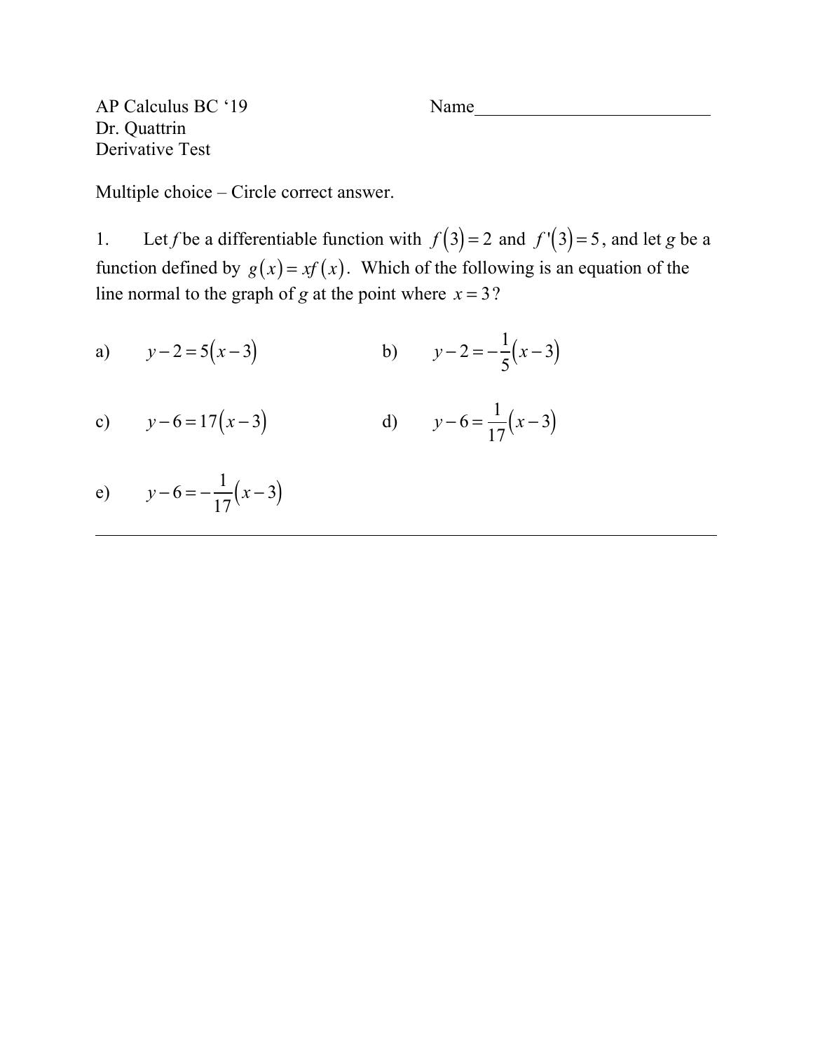AP Calculus BC ‘19 Name___________________________

Dr. Quattrin

Derivative Test

Multiple choice – Circle correct answer.

1. Let *f* be a differentiable function with $f(3)=2$ and $f'(3)=5$, and let *g* be a function defined by $g(x)=xf(x)$. Which of the following is an equation of the line normal to the graph of *g* at the point where $x=3$?

a) $y-2=5(x-3)$

b) $y-2=-\frac{1}{5}(x-3)$

c) $y-6=17(x-3)$

d) $y-6=\frac{1}{17}(x-3)$

e) $y-6=-\frac{1}{17}(x-3)$

---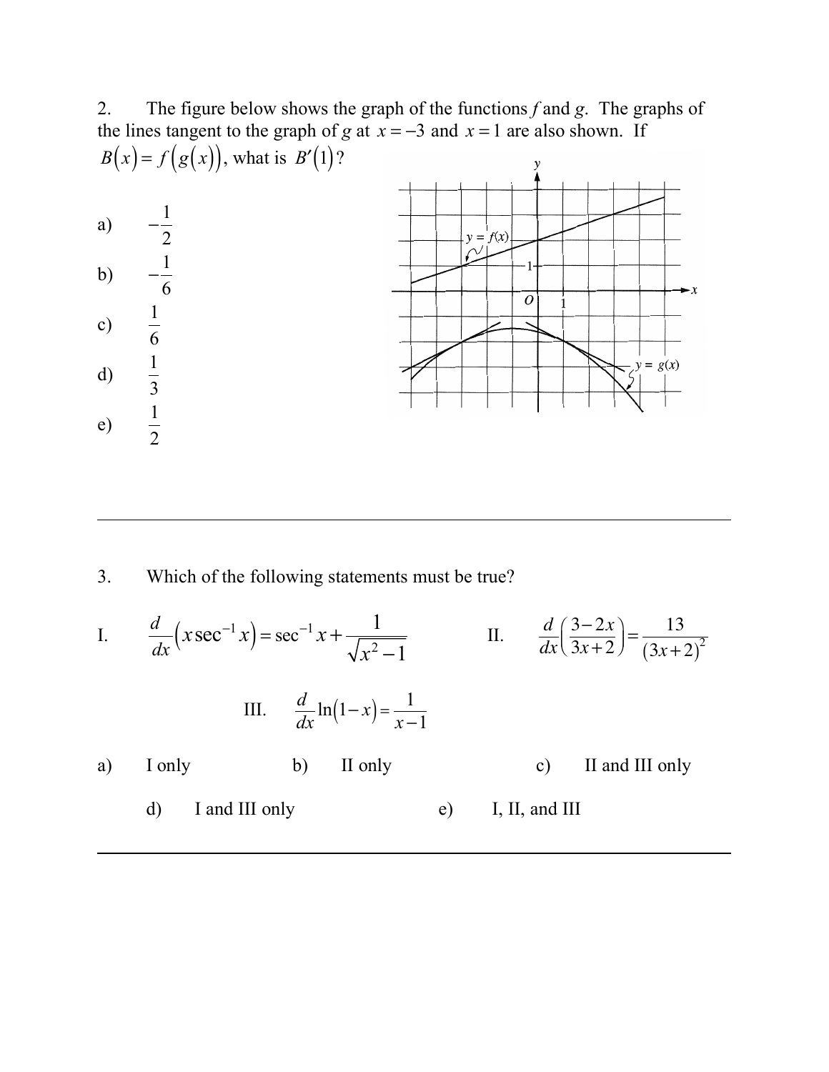2. The figure below shows the graph of the functions $f$ and $g$. The graphs of the lines tangent to the graph of $g$ at $x = -3$ and $x = 1$ are also shown. If $B(x) = f(g(x))$, what is $B'(1)$?

a) $-\frac{1}{2}$

b) $-\frac{1}{6}$

c) $\frac{1}{6}$

d) $\frac{1}{3}$

e) $\frac{1}{2}$

---

3. Which of the following statements must be true?

I. $\frac{d}{dx}\left(x\sec^{-1}x\right) = \sec^{-1}x + \frac{1}{\sqrt{x^2-1}}$

II. $\frac{d}{dx}\left(\frac{3-2x}{3x+2}\right) = \frac{13}{(3x+2)^2}$

III. $\frac{d}{dx}\ln(1-x) = \frac{1}{x-1}$

a) I only

b) II only

c) II and III only

d) I and III only

e) I, II, and III

---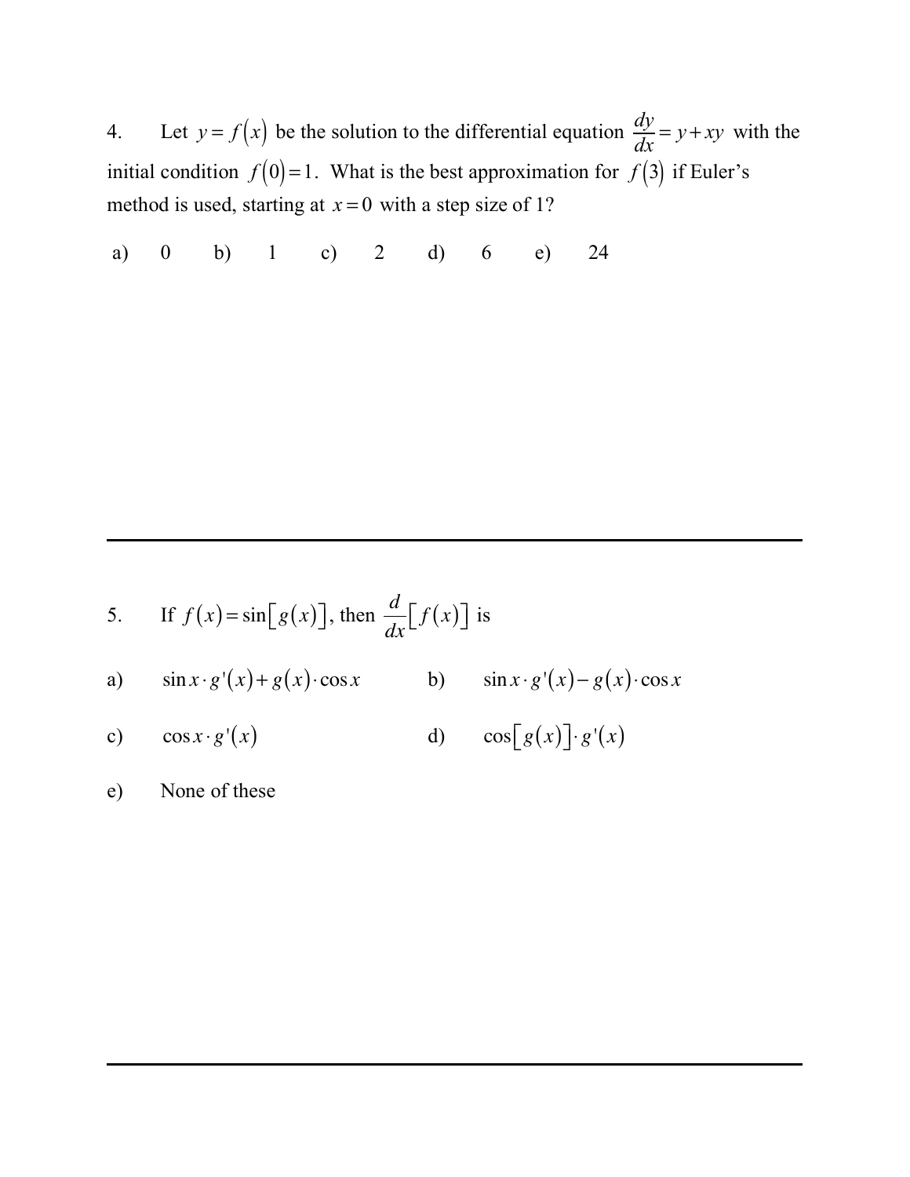4. Let $y = f(x)$ be the solution to the differential equation $\dfrac{dy}{dx} = y + xy$ with the initial condition $f(0) = 1$. What is the best approximation for $f(3)$ if Euler's method is used, starting at $x = 0$ with a step size of 1?

a) 0  b) 1  c) 2  d) 6  e) 24

---

5. If $f(x) = \sin[g(x)]$, then $\dfrac{d}{dx}[f(x)]$ is

a) $\sin x \cdot g'(x) + g(x) \cdot \cos x$

b) $\sin x \cdot g'(x) - g(x) \cdot \cos x$

c) $\cos x \cdot g'(x)$

d) $\cos[g(x)] \cdot g'(x)$

e) None of these

---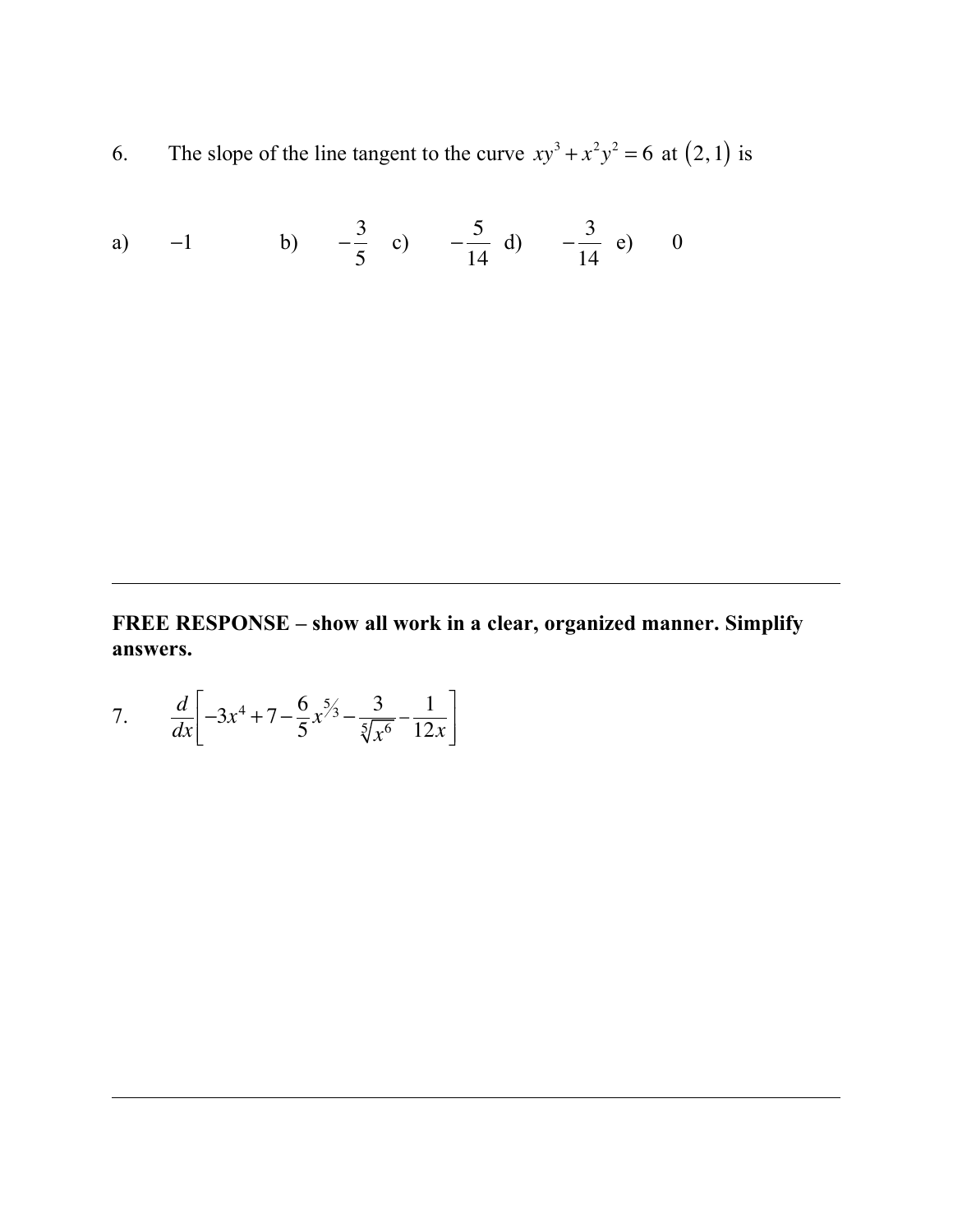6. The slope of the line tangent to the curve $xy^3 + x^2y^2 = 6$ at $(2, 1)$ is

a) $-1$ b) $-\frac{3}{5}$ c) $-\frac{5}{14}$ d) $-\frac{3}{14}$ e) $0$

---

**FREE RESPONSE – show all work in a clear, organized manner. Simplify answers.**

7. $$\frac{d}{dx}\left[-3x^4 + 7 - \frac{6}{5}x^{5/3} - \frac{3}{\sqrt[5]{x^6}} - \frac{1}{12x}\right]$$

---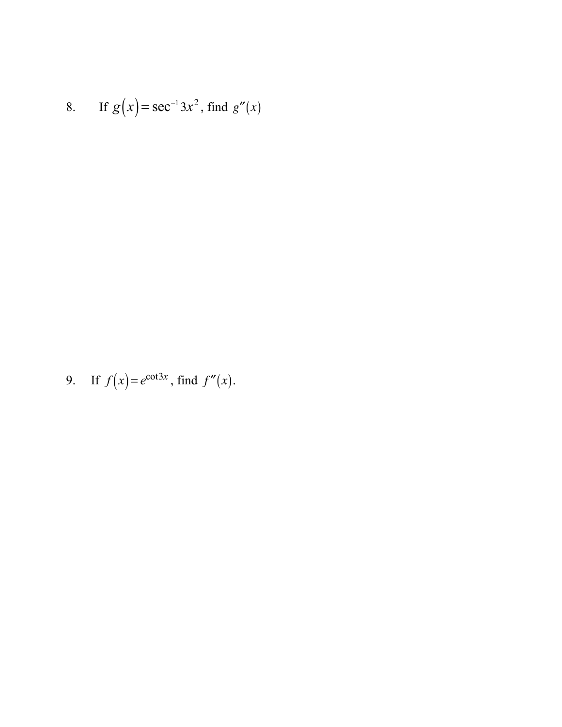8. If $g(x) = \sec^{-1} 3x^2$, find $g''(x)$

9. If $f(x) = e^{\cot 3x}$, find $f''(x)$.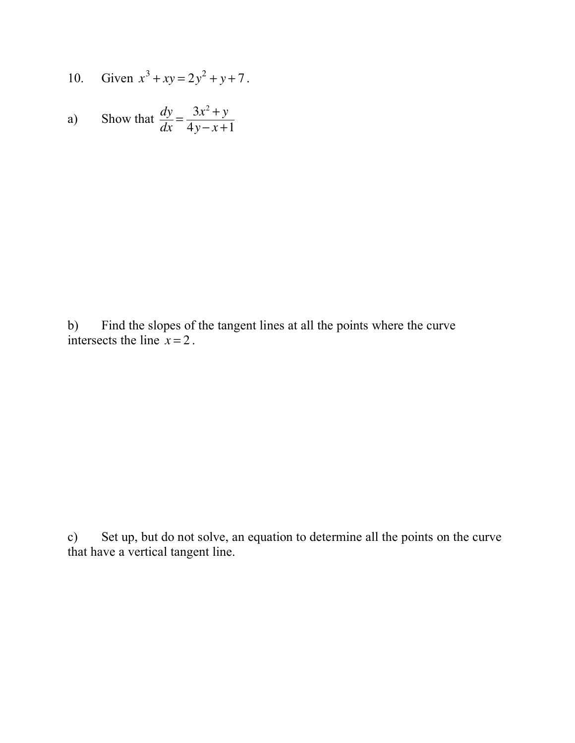10. Given $x^3 + xy = 2y^2 + y + 7$.

a) Show that $\frac{dy}{dx} = \frac{3x^2 + y}{4y - x + 1}$

b) Find the slopes of the tangent lines at all the points where the curve intersects the line $x = 2$.

c) Set up, but do not solve, an equation to determine all the points on the curve that have a vertical tangent line.